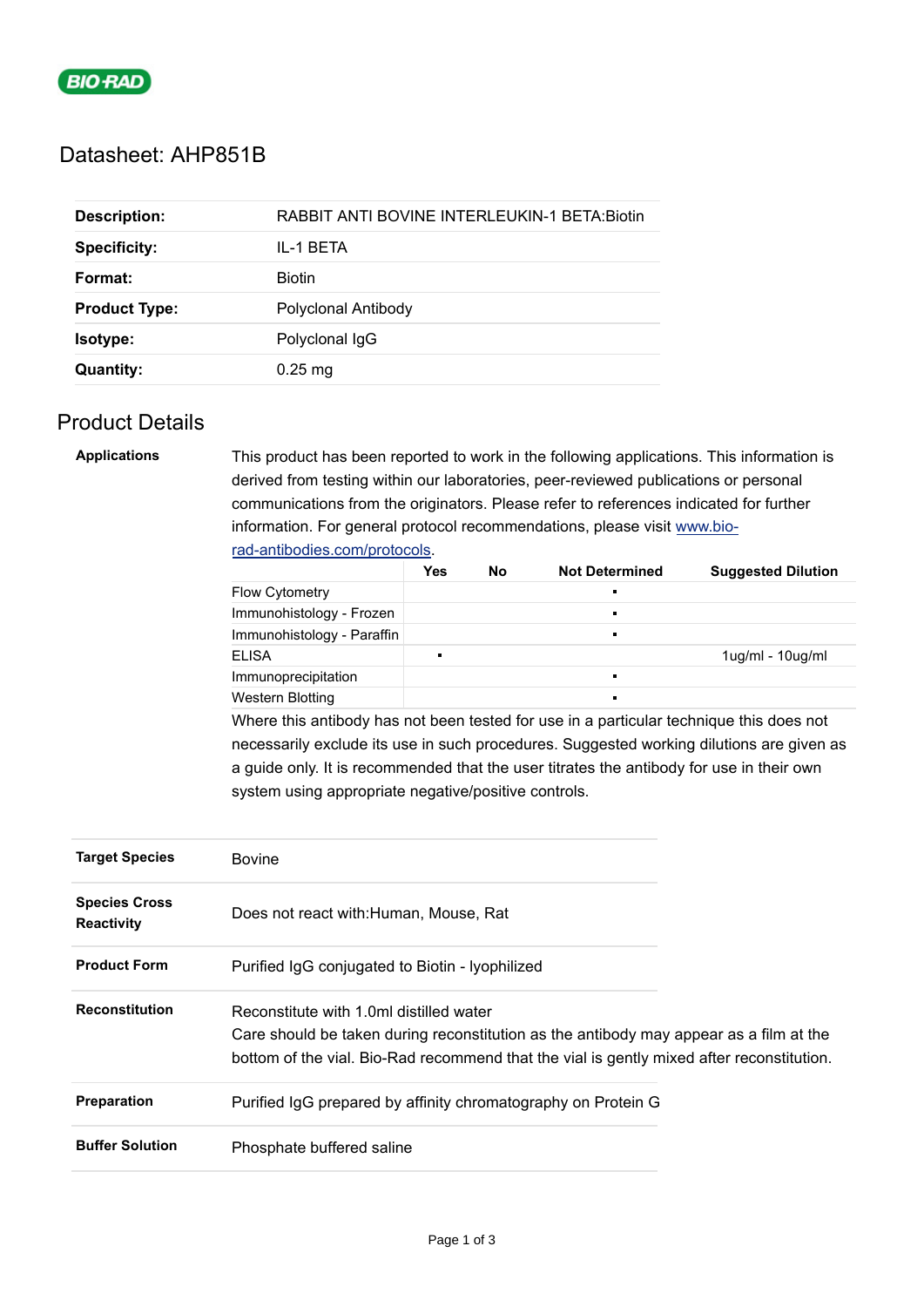BIO-RAD

# Datasheet: AHP851B

| | |
|---|---|
| **Description:** | RABBIT ANTI BOVINE INTERLEUKIN-1 BETA:Biotin |
| **Specificity:** | IL-1 BETA |
| **Format:** | Biotin |
| **Product Type:** | Polyclonal Antibody |
| **Isotype:** | Polyclonal IgG |
| **Quantity:** | 0.25 mg |

## Product Details

**Applications**

This product has been reported to work in the following applications. This information is derived from testing within our laboratories, peer-reviewed publications or personal communications from the originators. Please refer to references indicated for further information. For general protocol recommendations, please visit [www.bio-rad-antibodies.com/protocols](www.bio-rad-antibodies.com/protocols).

| | Yes | No | Not Determined | Suggested Dilution |
|---|---|---|---|---|
| Flow Cytometry | | | ▪ | |
| Immunohistology - Frozen | | | ▪ | |
| Immunohistology - Paraffin | | | ▪ | |
| ELISA | ▪ | | | 1ug/ml - 10ug/ml |
| Immunoprecipitation | | | ▪ | |
| Western Blotting | | | ▪ | |

Where this antibody has not been tested for use in a particular technique this does not necessarily exclude its use in such procedures. Suggested working dilutions are given as a guide only. It is recommended that the user titrates the antibody for use in their own system using appropriate negative/positive controls.

| | |
|---|---|
| **Target Species** | Bovine |
| **Species Cross Reactivity** | Does not react with:Human, Mouse, Rat |
| **Product Form** | Purified IgG conjugated to Biotin - lyophilized |
| **Reconstitution** | Reconstitute with 1.0ml distilled water<br>Care should be taken during reconstitution as the antibody may appear as a film at the bottom of the vial. Bio-Rad recommend that the vial is gently mixed after reconstitution. |
| **Preparation** | Purified IgG prepared by affinity chromatography on Protein G |
| **Buffer Solution** | Phosphate buffered saline |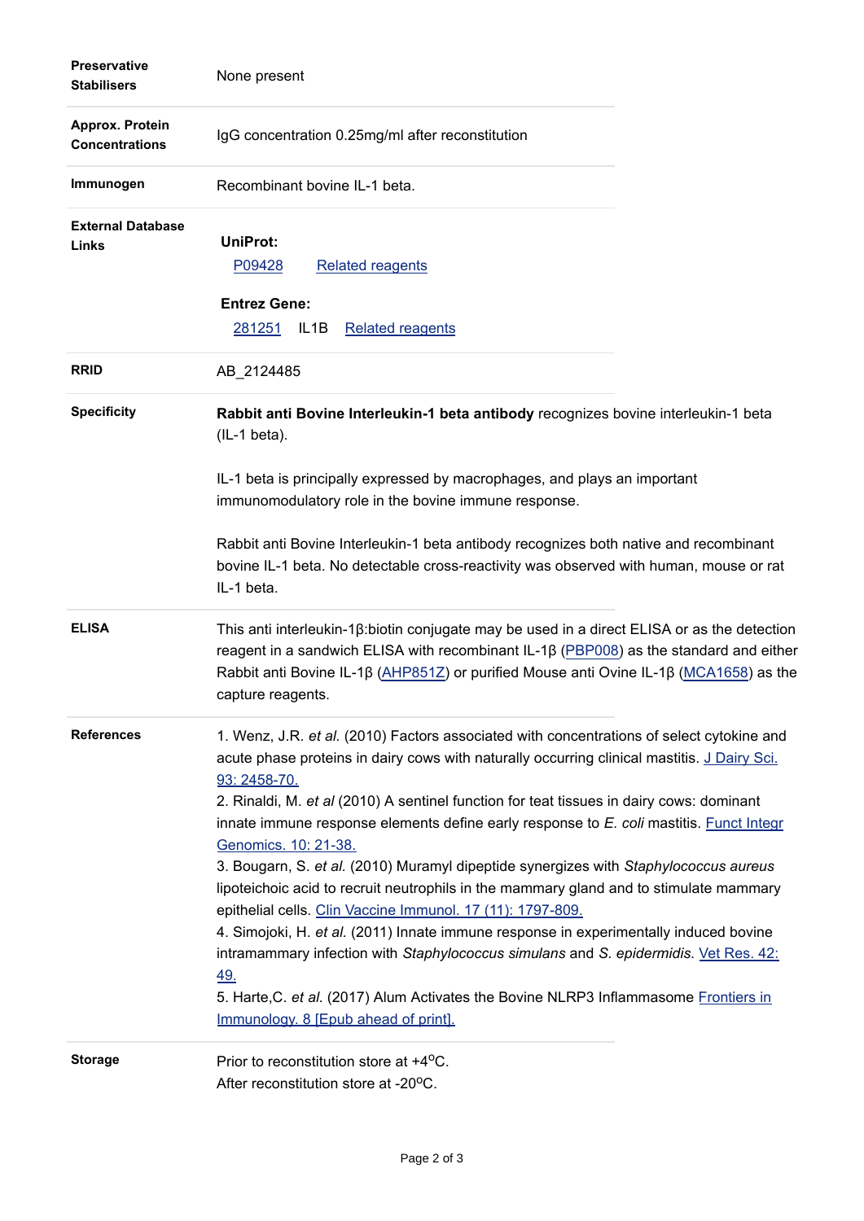| | |
|---|---|
| **Preservative Stabilisers** | None present |
| **Approx. Protein Concentrations** | IgG concentration 0.25mg/ml after reconstitution |
| **Immunogen** | Recombinant bovine IL-1 beta. |
| **External Database Links** | **UniProt:**<br>P09428 Related reagents<br><br>**Entrez Gene:**<br>281251 IL1B Related reagents |
| **RRID** | AB_2124485 |
| **Specificity** | **Rabbit anti Bovine Interleukin-1 beta antibody** recognizes bovine interleukin-1 beta (IL-1 beta).<br><br>IL-1 beta is principally expressed by macrophages, and plays an important immunomodulatory role in the bovine immune response.<br><br>Rabbit anti Bovine Interleukin-1 beta antibody recognizes both native and recombinant bovine IL-1 beta. No detectable cross-reactivity was observed with human, mouse or rat IL-1 beta. |
| **ELISA** | This anti interleukin-1β:biotin conjugate may be used in a direct ELISA or as the detection reagent in a sandwich ELISA with recombinant IL-1β (PBP008) as the standard and either Rabbit anti Bovine IL-1β (AHP851Z) or purified Mouse anti Ovine IL-1β (MCA1658) as the capture reagents. |
| **References** | 1. Wenz, J.R. *et al.* (2010) Factors associated with concentrations of select cytokine and acute phase proteins in dairy cows with naturally occurring clinical mastitis. J Dairy Sci. 93: 2458-70.<br>2. Rinaldi, M. *et al* (2010) A sentinel function for teat tissues in dairy cows: dominant innate immune response elements define early response to *E. coli* mastitis. Funct Integr Genomics. 10: 21-38.<br>3. Bougarn, S. *et al.* (2010) Muramyl dipeptide synergizes with *Staphylococcus aureus* lipoteichoic acid to recruit neutrophils in the mammary gland and to stimulate mammary epithelial cells. Clin Vaccine Immunol. 17 (11): 1797-809.<br>4. Simojoki, H. *et al.* (2011) Innate immune response in experimentally induced bovine intramammary infection with *Staphylococcus simulans* and *S. epidermidis*. Vet Res. 42: 49.<br>5. Harte,C. *et al.* (2017) Alum Activates the Bovine NLRP3 Inflammasome Frontiers in Immunology. 8 [Epub ahead of print]. |
| **Storage** | Prior to reconstitution store at +4°C.<br>After reconstitution store at -20°C. |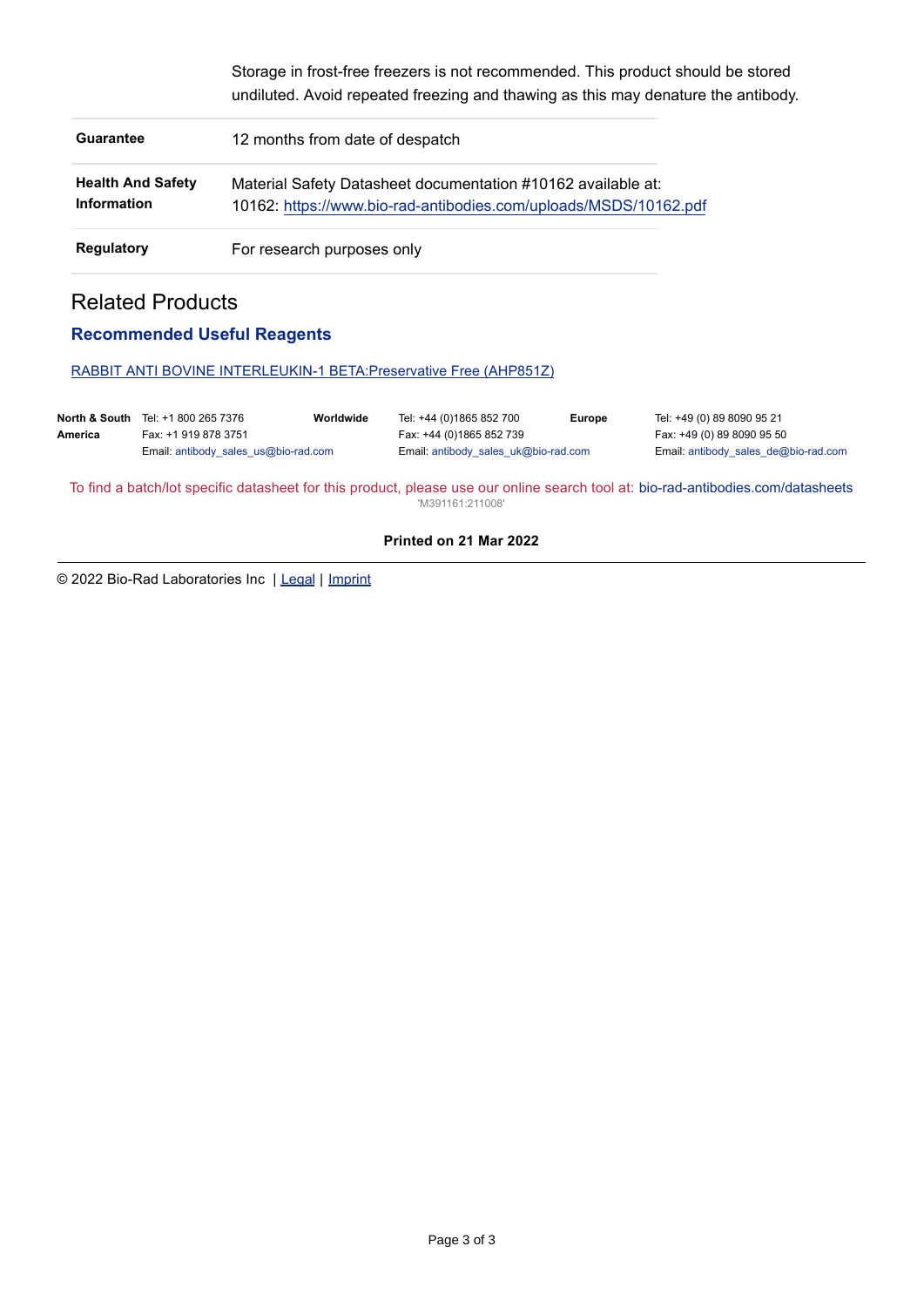| | |
|---|---|
| | Storage in frost-free freezers is not recommended. This product should be stored undiluted. Avoid repeated freezing and thawing as this may denature the antibody. |
| **Guarantee** | 12 months from date of despatch |
| **Health And Safety Information** | Material Safety Datasheet documentation #10162 available at: 10162: https://www.bio-rad-antibodies.com/uploads/MSDS/10162.pdf |
| **Regulatory** | For research purposes only |

## Related Products

### Recommended Useful Reagents

RABBIT ANTI BOVINE INTERLEUKIN-1 BETA:Preservative Free (AHP851Z)

| | | | | | |
|---|---|---|---|---|---|
| **North & South America** | Tel: +1 800 265 7376<br>Fax: +1 919 878 3751<br>Email: antibody_sales_us@bio-rad.com | **Worldwide** | Tel: +44 (0)1865 852 700<br>Fax: +44 (0)1865 852 739<br>Email: antibody_sales_uk@bio-rad.com | **Europe** | Tel: +49 (0) 89 8090 95 21<br>Fax: +49 (0) 89 8090 95 50<br>Email: antibody_sales_de@bio-rad.com |

To find a batch/lot specific datasheet for this product, please use our online search tool at: bio-rad-antibodies.com/datasheets

'M391161:211008'

**Printed on 21 Mar 2022**

© 2022 Bio-Rad Laboratories Inc | Legal | Imprint